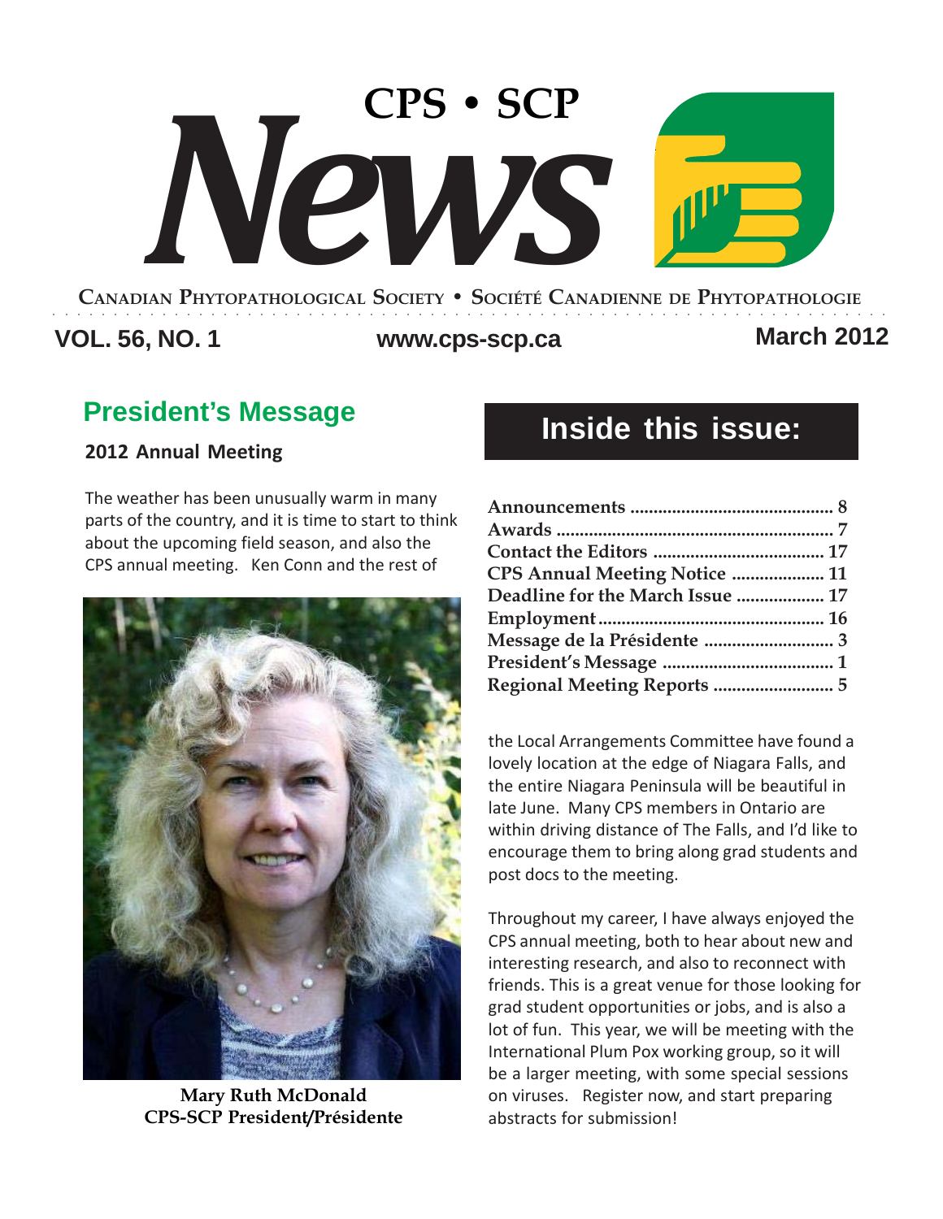# CPS • SCP News

**Canadian Phytopathological Society • Société Canadienne de Phytopathologie**

**VOL. 56, NO. 1** **www.cps-scp.ca** **March 2012**

## President's Message

### 2012 Annual Meeting

The weather has been unusually warm in many parts of the country, and it is time to start to think about the upcoming field season, and also the CPS annual meeting. Ken Conn and the rest of the Local Arrangements Committee have found a lovely location at the edge of Niagara Falls, and the entire Niagara Peninsula will be beautiful in late June. Many CPS members in Ontario are within driving distance of The Falls, and I'd like to encourage them to bring along grad students and post docs to the meeting.

**Mary Ruth McDonald**
**CPS-SCP President/Présidente**

Throughout my career, I have always enjoyed the CPS annual meeting, both to hear about new and interesting research, and also to reconnect with friends. This is a great venue for those looking for grad student opportunities or jobs, and is also a lot of fun. This year, we will be meeting with the International Plum Pox working group, so it will be a larger meeting, with some special sessions on viruses. Register now, and start preparing abstracts for submission!

## Inside this issue:

| | |
|---|---|
| Announcements | 8 |
| Awards | 7 |
| Contact the Editors | 17 |
| CPS Annual Meeting Notice | 11 |
| Deadline for the March Issue | 17 |
| Employment | 16 |
| Message de la Présidente | 3 |
| President's Message | 1 |
| Regional Meeting Reports | 5 |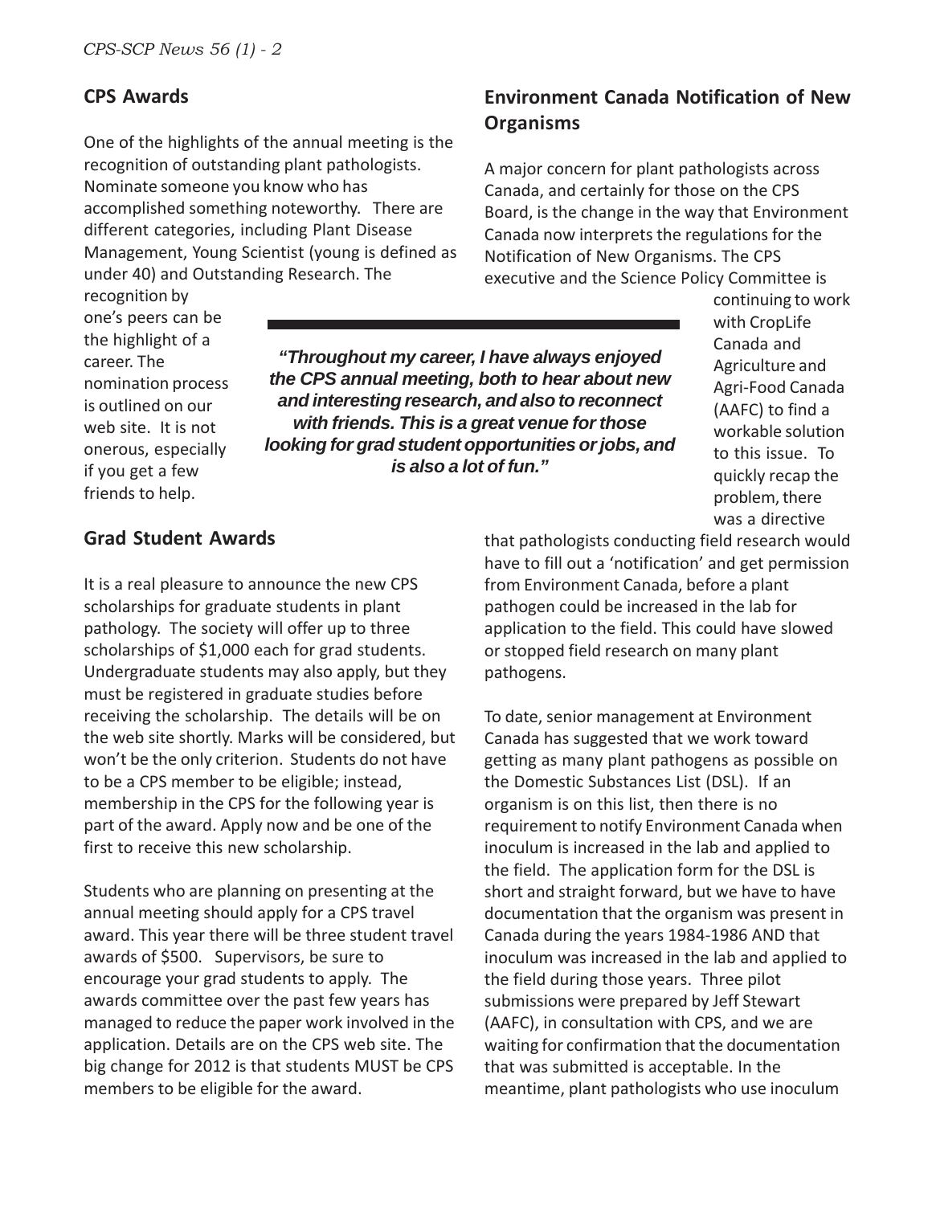## CPS Awards

One of the highlights of the annual meeting is the recognition of outstanding plant pathologists. Nominate someone you know who has accomplished something noteworthy. There are different categories, including Plant Disease Management, Young Scientist (young is defined as under 40) and Outstanding Research. The recognition by one's peers can be the highlight of a career. The nomination process is outlined on our web site. It is not onerous, especially if you get a few friends to help.

> ***"Throughout my career, I have always enjoyed the CPS annual meeting, both to hear about new and interesting research, and also to reconnect with friends. This is a great venue for those looking for grad student opportunities or jobs, and is also a lot of fun."***

## Grad Student Awards

It is a real pleasure to announce the new CPS scholarships for graduate students in plant pathology. The society will offer up to three scholarships of $1,000 each for grad students. Undergraduate students may also apply, but they must be registered in graduate studies before receiving the scholarship. The details will be on the web site shortly. Marks will be considered, but won't be the only criterion. Students do not have to be a CPS member to be eligible; instead, membership in the CPS for the following year is part of the award. Apply now and be one of the first to receive this new scholarship.

Students who are planning on presenting at the annual meeting should apply for a CPS travel award. This year there will be three student travel awards of $500. Supervisors, be sure to encourage your grad students to apply. The awards committee over the past few years has managed to reduce the paper work involved in the application. Details are on the CPS web site. The big change for 2012 is that students MUST be CPS members to be eligible for the award.

## Environment Canada Notification of New Organisms

A major concern for plant pathologists across Canada, and certainly for those on the CPS Board, is the change in the way that Environment Canada now interprets the regulations for the Notification of New Organisms. The CPS executive and the Science Policy Committee is continuing to work with CropLife Canada and Agriculture and Agri-Food Canada (AAFC) to find a workable solution to this issue. To quickly recap the problem, there was a directive that pathologists conducting field research would have to fill out a 'notification' and get permission from Environment Canada, before a plant pathogen could be increased in the lab for application to the field. This could have slowed or stopped field research on many plant pathogens.

To date, senior management at Environment Canada has suggested that we work toward getting as many plant pathogens as possible on the Domestic Substances List (DSL). If an organism is on this list, then there is no requirement to notify Environment Canada when inoculum is increased in the lab and applied to the field. The application form for the DSL is short and straight forward, but we have to have documentation that the organism was present in Canada during the years 1984-1986 AND that inoculum was increased in the lab and applied to the field during those years. Three pilot submissions were prepared by Jeff Stewart (AAFC), in consultation with CPS, and we are waiting for confirmation that the documentation that was submitted is acceptable. In the meantime, plant pathologists who use inoculum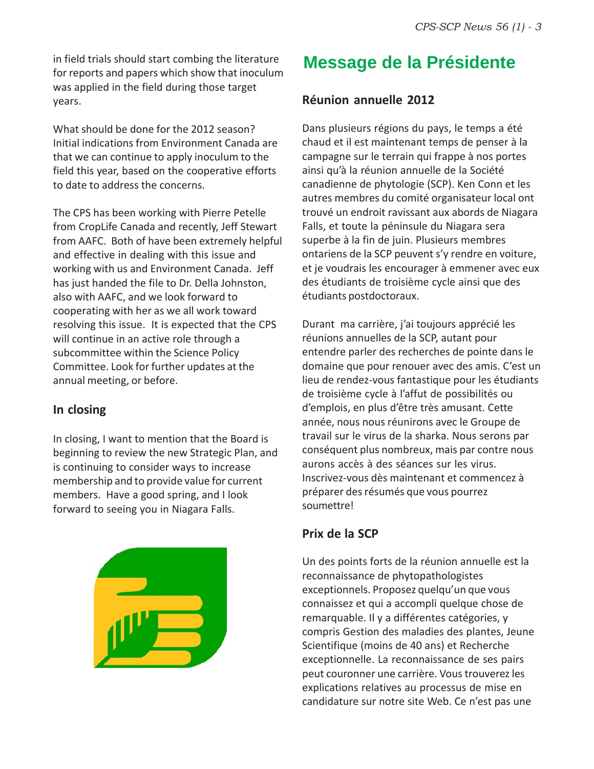in field trials should start combing the literature for reports and papers which show that inoculum was applied in the field during those target years.

What should be done for the 2012 season? Initial indications from Environment Canada are that we can continue to apply inoculum to the field this year, based on the cooperative efforts to date to address the concerns.

The CPS has been working with Pierre Petelle from CropLife Canada and recently, Jeff Stewart from AAFC. Both of have been extremely helpful and effective in dealing with this issue and working with us and Environment Canada. Jeff has just handed the file to Dr. Della Johnston, also with AAFC, and we look forward to cooperating with her as we all work toward resolving this issue. It is expected that the CPS will continue in an active role through a subcommittee within the Science Policy Committee. Look for further updates at the annual meeting, or before.

### In closing

In closing, I want to mention that the Board is beginning to review the new Strategic Plan, and is continuing to consider ways to increase membership and to provide value for current members. Have a good spring, and I look forward to seeing you in Niagara Falls.

## Message de la Présidente

### Réunion annuelle 2012

Dans plusieurs régions du pays, le temps a été chaud et il est maintenant temps de penser à la campagne sur le terrain qui frappe à nos portes ainsi qu'à la réunion annuelle de la Société canadienne de phytologie (SCP). Ken Conn et les autres membres du comité organisateur local ont trouvé un endroit ravissant aux abords de Niagara Falls, et toute la péninsule du Niagara sera superbe à la fin de juin. Plusieurs membres ontariens de la SCP peuvent s'y rendre en voiture, et je voudrais les encourager à emmener avec eux des étudiants de troisième cycle ainsi que des étudiants postdoctoraux.

Durant ma carrière, j'ai toujours apprécié les réunions annuelles de la SCP, autant pour entendre parler des recherches de pointe dans le domaine que pour renouer avec des amis. C'est un lieu de rendez-vous fantastique pour les étudiants de troisième cycle à l'affut de possibilités ou d'emplois, en plus d'être très amusant. Cette année, nous nous réunirons avec le Groupe de travail sur le virus de la sharka. Nous serons par conséquent plus nombreux, mais par contre nous aurons accès à des séances sur les virus. Inscrivez-vous dès maintenant et commencez à préparer des résumés que vous pourrez soumettre!

### Prix de la SCP

Un des points forts de la réunion annuelle est la reconnaissance de phytopathologistes exceptionnels. Proposez quelqu'un que vous connaissez et qui a accompli quelque chose de remarquable. Il y a différentes catégories, y compris Gestion des maladies des plantes, Jeune Scientifique (moins de 40 ans) et Recherche exceptionnelle. La reconnaissance de ses pairs peut couronner une carrière. Vous trouverez les explications relatives au processus de mise en candidature sur notre site Web. Ce n'est pas une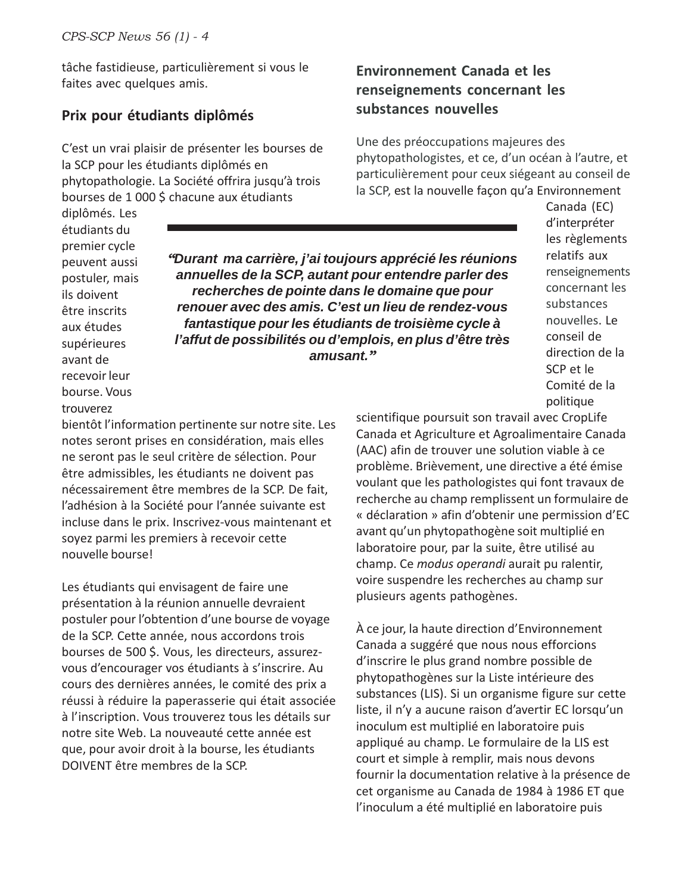tâche fastidieuse, particulièrement si vous le faites avec quelques amis.

## Prix pour étudiants diplômés

C'est un vrai plaisir de présenter les bourses de la SCP pour les étudiants diplômés en phytopathologie. La Société offrira jusqu'à trois bourses de 1 000 $ chacune aux étudiants diplômés. Les étudiants du premier cycle peuvent aussi postuler, mais ils doivent être inscrits aux études supérieures avant de recevoir leur bourse. Vous trouverez bientôt l'information pertinente sur notre site. Les notes seront prises en considération, mais elles ne seront pas le seul critère de sélection. Pour être admissibles, les étudiants ne doivent pas nécessairement être membres de la SCP. De fait, l'adhésion à la Société pour l'année suivante est incluse dans le prix. Inscrivez-vous maintenant et soyez parmi les premiers à recevoir cette nouvelle bourse!

> ***"Durant ma carrière, j'ai toujours apprécié les réunions annuelles de la SCP, autant pour entendre parler des recherches de pointe dans le domaine que pour renouer avec des amis. C'est un lieu de rendez-vous fantastique pour les étudiants de troisième cycle à l'affut de possibilités ou d'emplois, en plus d'être très amusant."***

Les étudiants qui envisagent de faire une présentation à la réunion annuelle devraient postuler pour l'obtention d'une bourse de voyage de la SCP. Cette année, nous accordons trois bourses de 500 $. Vous, les directeurs, assurez-vous d'encourager vos étudiants à s'inscrire. Au cours des dernières années, le comité des prix a réussi à réduire la paperasserie qui était associée à l'inscription. Vous trouverez tous les détails sur notre site Web. La nouveauté cette année est que, pour avoir droit à la bourse, les étudiants DOIVENT être membres de la SCP.

## Environnement Canada et les renseignements concernant les substances nouvelles

Une des préoccupations majeures des phytopathologistes, et ce, d'un océan à l'autre, et particulièrement pour ceux siégeant au conseil de la SCP, est la nouvelle façon qu'a Environnement Canada (EC) d'interpréter les règlements relatifs aux renseignements concernant les substances nouvelles. Le conseil de direction de la SCP et le Comité de la politique scientifique poursuit son travail avec CropLife Canada et Agriculture et Agroalimentaire Canada (AAC) afin de trouver une solution viable à ce problème. Brièvement, une directive a été émise voulant que les pathologistes qui font travaux de recherche au champ remplissent un formulaire de « déclaration » afin d'obtenir une permission d'EC avant qu'un phytopathogène soit multiplié en laboratoire pour, par la suite, être utilisé au champ. Ce *modus operandi* aurait pu ralentir, voire suspendre les recherches au champ sur plusieurs agents pathogènes.

À ce jour, la haute direction d'Environnement Canada a suggéré que nous nous efforcions d'inscrire le plus grand nombre possible de phytopathogènes sur la Liste intérieure des substances (LIS). Si un organisme figure sur cette liste, il n'y a aucune raison d'avertir EC lorsqu'un inoculum est multiplié en laboratoire puis appliqué au champ. Le formulaire de la LIS est court et simple à remplir, mais nous devons fournir la documentation relative à la présence de cet organisme au Canada de 1984 à 1986 ET que l'inoculum a été multiplié en laboratoire puis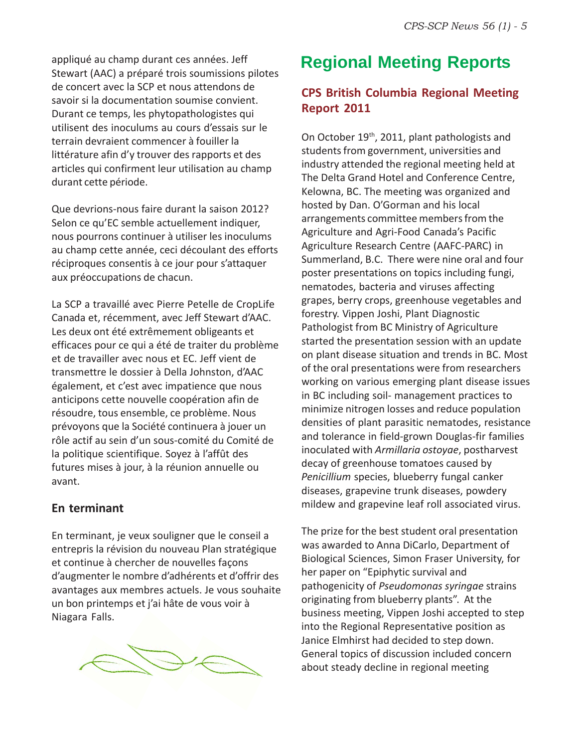appliqué au champ durant ces années. Jeff Stewart (AAC) a préparé trois soumissions pilotes de concert avec la SCP et nous attendons de savoir si la documentation soumise convient. Durant ce temps, les phytopathologistes qui utilisent des inoculums au cours d'essais sur le terrain devraient commencer à fouiller la littérature afin d'y trouver des rapports et des articles qui confirment leur utilisation au champ durant cette période.

Que devrions-nous faire durant la saison 2012? Selon ce qu'EC semble actuellement indiquer, nous pourrons continuer à utiliser les inoculums au champ cette année, ceci découlant des efforts réciproques consentis à ce jour pour s'attaquer aux préoccupations de chacun.

La SCP a travaillé avec Pierre Petelle de CropLife Canada et, récemment, avec Jeff Stewart d'AAC. Les deux ont été extrêmement obligeants et efficaces pour ce qui a été de traiter du problème et de travailler avec nous et EC. Jeff vient de transmettre le dossier à Della Johnston, d'AAC également, et c'est avec impatience que nous anticipons cette nouvelle coopération afin de résoudre, tous ensemble, ce problème. Nous prévoyons que la Société continuera à jouer un rôle actif au sein d'un sous-comité du Comité de la politique scientifique. Soyez à l'affût des futures mises à jour, à la réunion annuelle ou avant.

### En terminant

En terminant, je veux souligner que le conseil a entrepris la révision du nouveau Plan stratégique et continue à chercher de nouvelles façons d'augmenter le nombre d'adhérents et d'offrir des avantages aux membres actuels. Je vous souhaite un bon printemps et j'ai hâte de vous voir à Niagara Falls.

# Regional Meeting Reports

## CPS British Columbia Regional Meeting Report 2011

On October 19th, 2011, plant pathologists and students from government, universities and industry attended the regional meeting held at The Delta Grand Hotel and Conference Centre, Kelowna, BC. The meeting was organized and hosted by Dan. O'Gorman and his local arrangements committee members from the Agriculture and Agri-Food Canada's Pacific Agriculture Research Centre (AAFC-PARC) in Summerland, B.C. There were nine oral and four poster presentations on topics including fungi, nematodes, bacteria and viruses affecting grapes, berry crops, greenhouse vegetables and forestry. Vippen Joshi, Plant Diagnostic Pathologist from BC Ministry of Agriculture started the presentation session with an update on plant disease situation and trends in BC. Most of the oral presentations were from researchers working on various emerging plant disease issues in BC including soil- management practices to minimize nitrogen losses and reduce population densities of plant parasitic nematodes, resistance and tolerance in field-grown Douglas-fir families inoculated with *Armillaria ostoyae*, postharvest decay of greenhouse tomatoes caused by *Penicillium* species, blueberry fungal canker diseases, grapevine trunk diseases, powdery mildew and grapevine leaf roll associated virus.

The prize for the best student oral presentation was awarded to Anna DiCarlo, Department of Biological Sciences, Simon Fraser University, for her paper on "Epiphytic survival and pathogenicity of *Pseudomonas syringae* strains originating from blueberry plants". At the business meeting, Vippen Joshi accepted to step into the Regional Representative position as Janice Elmhirst had decided to step down. General topics of discussion included concern about steady decline in regional meeting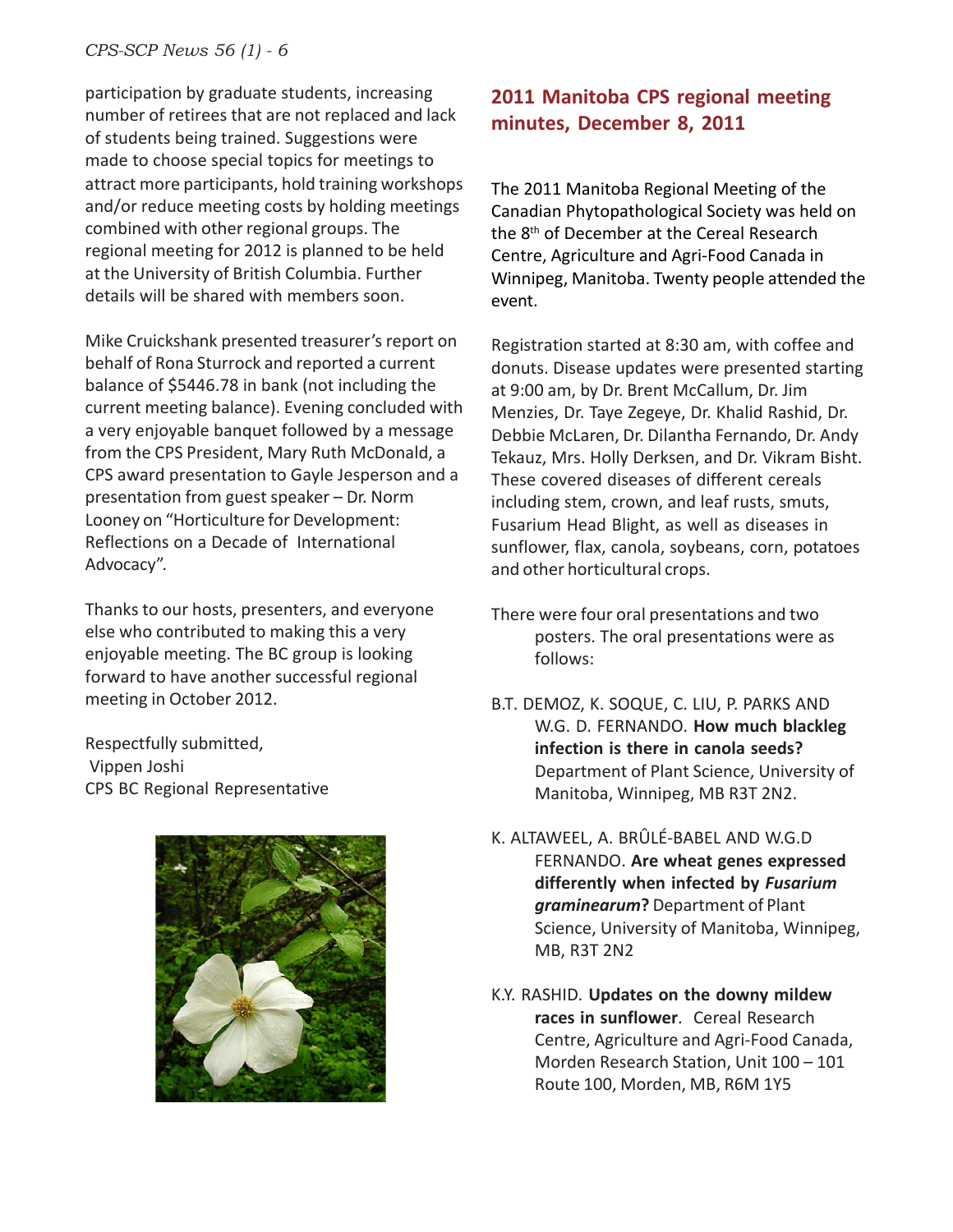participation by graduate students, increasing number of retirees that are not replaced and lack of students being trained. Suggestions were made to choose special topics for meetings to attract more participants, hold training workshops and/or reduce meeting costs by holding meetings combined with other regional groups. The regional meeting for 2012 is planned to be held at the University of British Columbia. Further details will be shared with members soon.

Mike Cruickshank presented treasurer's report on behalf of Rona Sturrock and reported a current balance of $5446.78 in bank (not including the current meeting balance). Evening concluded with a very enjoyable banquet followed by a message from the CPS President, Mary Ruth McDonald, a CPS award presentation to Gayle Jesperson and a presentation from guest speaker – Dr. Norm Looney on "Horticulture for Development: Reflections on a Decade of International Advocacy".

Thanks to our hosts, presenters, and everyone else who contributed to making this a very enjoyable meeting. The BC group is looking forward to have another successful regional meeting in October 2012.

Respectfully submitted,
Vippen Joshi
CPS BC Regional Representative

## 2011 Manitoba CPS regional meeting minutes, December 8, 2011

The 2011 Manitoba Regional Meeting of the Canadian Phytopathological Society was held on the 8th of December at the Cereal Research Centre, Agriculture and Agri-Food Canada in Winnipeg, Manitoba. Twenty people attended the event.

Registration started at 8:30 am, with coffee and donuts. Disease updates were presented starting at 9:00 am, by Dr. Brent McCallum, Dr. Jim Menzies, Dr. Taye Zegeye, Dr. Khalid Rashid, Dr. Debbie McLaren, Dr. Dilantha Fernando, Dr. Andy Tekauz, Mrs. Holly Derksen, and Dr. Vikram Bisht. These covered diseases of different cereals including stem, crown, and leaf rusts, smuts, Fusarium Head Blight, as well as diseases in sunflower, flax, canola, soybeans, corn, potatoes and other horticultural crops.

There were four oral presentations and two posters. The oral presentations were as follows:

B.T. DEMOZ, K. SOQUE, C. LIU, P. PARKS AND W.G. D. FERNANDO. **How much blackleg infection is there in canola seeds?** Department of Plant Science, University of Manitoba, Winnipeg, MB R3T 2N2.

K. ALTAWEEL, A. BRÛLÉ-BABEL AND W.G.D FERNANDO. **Are wheat genes expressed differently when infected by *Fusarium graminearum*?** Department of Plant Science, University of Manitoba, Winnipeg, MB, R3T 2N2

K.Y. RASHID. **Updates on the downy mildew races in sunflower**. Cereal Research Centre, Agriculture and Agri-Food Canada, Morden Research Station, Unit 100 – 101 Route 100, Morden, MB, R6M 1Y5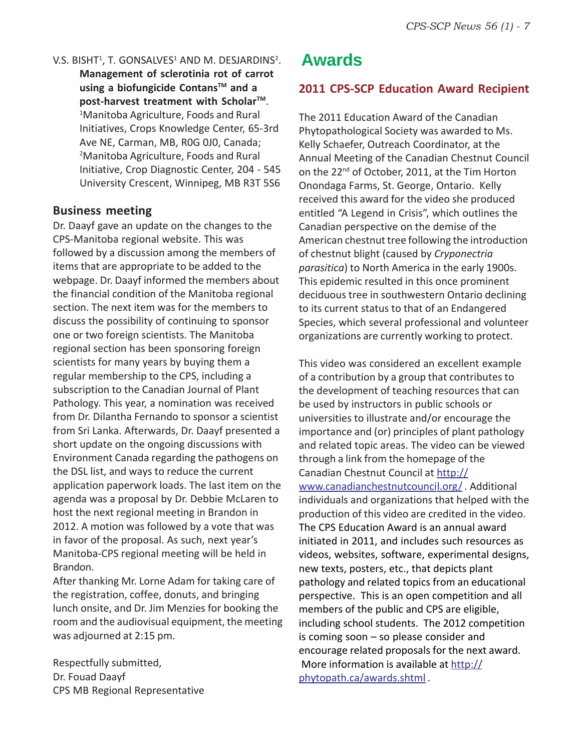V.S. BISHT[1], T. GONSALVES[1] AND M. DESJARDINS[2]. **Management of sclerotinia rot of carrot using a biofungicide Contans™ and a post-harvest treatment with Scholar™**. [1]Manitoba Agriculture, Foods and Rural Initiatives, Crops Knowledge Center, 65-3rd Ave NE, Carman, MB, R0G 0J0, Canada; [2]Manitoba Agriculture, Foods and Rural Initiative, Crop Diagnostic Center, 204 - 545 University Crescent, Winnipeg, MB R3T 5S6

### Business meeting

Dr. Daayf gave an update on the changes to the CPS-Manitoba regional website. This was followed by a discussion among the members of items that are appropriate to be added to the webpage. Dr. Daayf informed the members about the financial condition of the Manitoba regional section. The next item was for the members to discuss the possibility of continuing to sponsor one or two foreign scientists. The Manitoba regional section has been sponsoring foreign scientists for many years by buying them a regular membership to the CPS, including a subscription to the Canadian Journal of Plant Pathology. This year, a nomination was received from Dr. Dilantha Fernando to sponsor a scientist from Sri Lanka. Afterwards, Dr. Daayf presented a short update on the ongoing discussions with Environment Canada regarding the pathogens on the DSL list, and ways to reduce the current application paperwork loads. The last item on the agenda was a proposal by Dr. Debbie McLaren to host the next regional meeting in Brandon in 2012. A motion was followed by a vote that was in favor of the proposal. As such, next year's Manitoba-CPS regional meeting will be held in Brandon.

After thanking Mr. Lorne Adam for taking care of the registration, coffee, donuts, and bringing lunch onsite, and Dr. Jim Menzies for booking the room and the audiovisual equipment, the meeting was adjourned at 2:15 pm.

Respectfully submitted,
Dr. Fouad Daayf
CPS MB Regional Representative

# Awards

## 2011 CPS-SCP Education Award Recipient

The 2011 Education Award of the Canadian Phytopathological Society was awarded to Ms. Kelly Schaefer, Outreach Coordinator, at the Annual Meeting of the Canadian Chestnut Council on the 22nd of October, 2011, at the Tim Horton Onondaga Farms, St. George, Ontario. Kelly received this award for the video she produced entitled "A Legend in Crisis", which outlines the Canadian perspective on the demise of the American chestnut tree following the introduction of chestnut blight (caused by *Cryponectria parasitica*) to North America in the early 1900s. This epidemic resulted in this once prominent deciduous tree in southwestern Ontario declining to its current status to that of an Endangered Species, which several professional and volunteer organizations are currently working to protect.

This video was considered an excellent example of a contribution by a group that contributes to the development of teaching resources that can be used by instructors in public schools or universities to illustrate and/or encourage the importance and (or) principles of plant pathology and related topic areas. The video can be viewed through a link from the homepage of the Canadian Chestnut Council at http://www.canadianchestnutcouncil.org/ . Additional individuals and organizations that helped with the production of this video are credited in the video. The CPS Education Award is an annual award initiated in 2011, and includes such resources as videos, websites, software, experimental designs, new texts, posters, etc., that depicts plant pathology and related topics from an educational perspective. This is an open competition and all members of the public and CPS are eligible, including school students. The 2012 competition is coming soon – so please consider and encourage related proposals for the next award. More information is available at http://phytopath.ca/awards.shtml .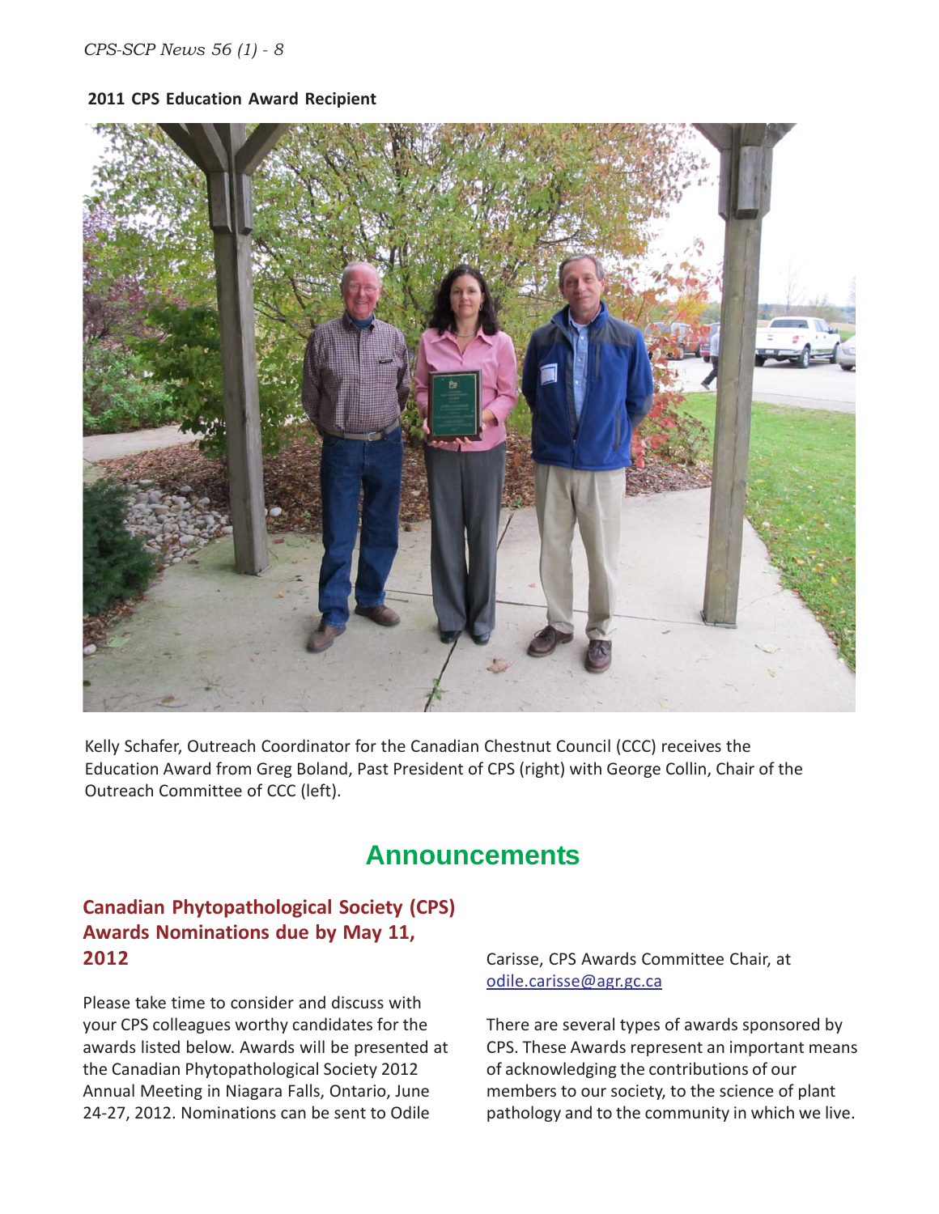**2011 CPS Education Award Recipient**

Kelly Schafer, Outreach Coordinator for the Canadian Chestnut Council (CCC) receives the Education Award from Greg Boland, Past President of CPS (right) with George Collin, Chair of the Outreach Committee of CCC (left).

# Announcements

## Canadian Phytopathological Society (CPS) Awards Nominations due by May 11, 2012

Please take time to consider and discuss with your CPS colleagues worthy candidates for the awards listed below. Awards will be presented at the Canadian Phytopathological Society 2012 Annual Meeting in Niagara Falls, Ontario, June 24-27, 2012. Nominations can be sent to Odile Carisse, CPS Awards Committee Chair, at odile.carisse@agr.gc.ca

There are several types of awards sponsored by CPS. These Awards represent an important means of acknowledging the contributions of our members to our society, to the science of plant pathology and to the community in which we live.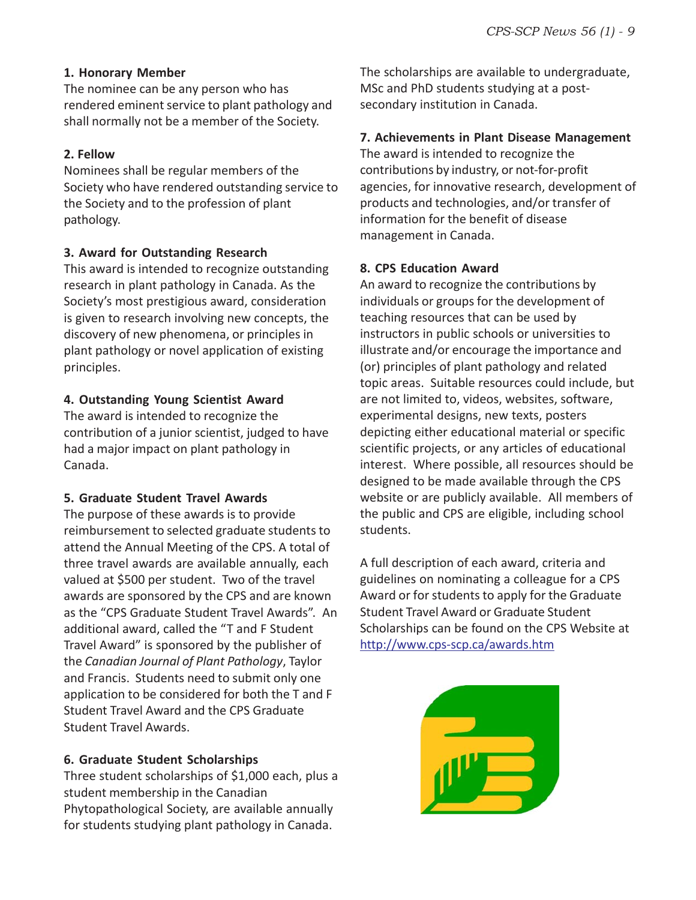**1. Honorary Member**

The nominee can be any person who has rendered eminent service to plant pathology and shall normally not be a member of the Society.

**2. Fellow**

Nominees shall be regular members of the Society who have rendered outstanding service to the Society and to the profession of plant pathology.

**3. Award for Outstanding Research**

This award is intended to recognize outstanding research in plant pathology in Canada. As the Society's most prestigious award, consideration is given to research involving new concepts, the discovery of new phenomena, or principles in plant pathology or novel application of existing principles.

**4. Outstanding Young Scientist Award**

The award is intended to recognize the contribution of a junior scientist, judged to have had a major impact on plant pathology in Canada.

**5. Graduate Student Travel Awards**

The purpose of these awards is to provide reimbursement to selected graduate students to attend the Annual Meeting of the CPS. A total of three travel awards are available annually, each valued at $500 per student. Two of the travel awards are sponsored by the CPS and are known as the "CPS Graduate Student Travel Awards". An additional award, called the "T and F Student Travel Award" is sponsored by the publisher of the *Canadian Journal of Plant Pathology*, Taylor and Francis. Students need to submit only one application to be considered for both the T and F Student Travel Award and the CPS Graduate Student Travel Awards.

**6. Graduate Student Scholarships**

Three student scholarships of $1,000 each, plus a student membership in the Canadian Phytopathological Society, are available annually for students studying plant pathology in Canada. The scholarships are available to undergraduate, MSc and PhD students studying at a post-secondary institution in Canada.

**7. Achievements in Plant Disease Management**

The award is intended to recognize the contributions by industry, or not-for-profit agencies, for innovative research, development of products and technologies, and/or transfer of information for the benefit of disease management in Canada.

**8. CPS Education Award**

An award to recognize the contributions by individuals or groups for the development of teaching resources that can be used by instructors in public schools or universities to illustrate and/or encourage the importance and (or) principles of plant pathology and related topic areas. Suitable resources could include, but are not limited to, videos, websites, software, experimental designs, new texts, posters depicting either educational material or specific scientific projects, or any articles of educational interest. Where possible, all resources should be designed to be made available through the CPS website or are publicly available. All members of the public and CPS are eligible, including school students.

A full description of each award, criteria and guidelines on nominating a colleague for a CPS Award or for students to apply for the Graduate Student Travel Award or Graduate Student Scholarships can be found on the CPS Website at http://www.cps-scp.ca/awards.htm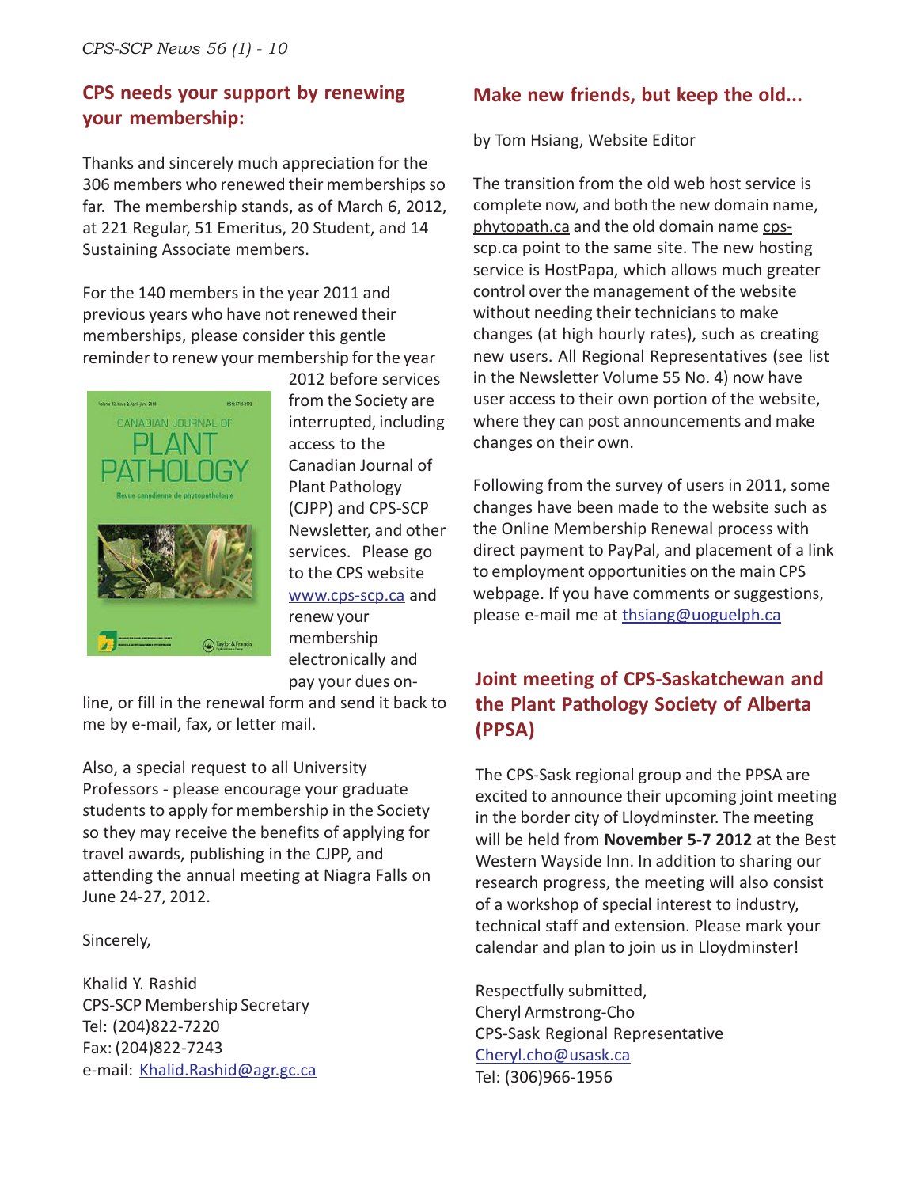## CPS needs your support by renewing your membership:

Thanks and sincerely much appreciation for the 306 members who renewed their memberships so far. The membership stands, as of March 6, 2012, at 221 Regular, 51 Emeritus, 20 Student, and 14 Sustaining Associate members.

For the 140 members in the year 2011 and previous years who have not renewed their memberships, please consider this gentle reminder to renew your membership for the year 2012 before services from the Society are interrupted, including access to the Canadian Journal of Plant Pathology (CJPP) and CPS-SCP Newsletter, and other services. Please go to the CPS website www.cps-scp.ca and renew your membership electronically and pay your dues on-line, or fill in the renewal form and send it back to me by e-mail, fax, or letter mail.

Also, a special request to all University Professors - please encourage your graduate students to apply for membership in the Society so they may receive the benefits of applying for travel awards, publishing in the CJPP, and attending the annual meeting at Niagra Falls on June 24-27, 2012.

Sincerely,

Khalid Y. Rashid
CPS-SCP Membership Secretary
Tel: (204)822-7220
Fax: (204)822-7243
e-mail: Khalid.Rashid@agr.gc.ca

## Make new friends, but keep the old...

by Tom Hsiang, Website Editor

The transition from the old web host service is complete now, and both the new domain name, phytopath.ca and the old domain name cps-scp.ca point to the same site. The new hosting service is HostPapa, which allows much greater control over the management of the website without needing their technicians to make changes (at high hourly rates), such as creating new users. All Regional Representatives (see list in the Newsletter Volume 55 No. 4) now have user access to their own portion of the website, where they can post announcements and make changes on their own.

Following from the survey of users in 2011, some changes have been made to the website such as the Online Membership Renewal process with direct payment to PayPal, and placement of a link to employment opportunities on the main CPS webpage. If you have comments or suggestions, please e-mail me at thsiang@uoguelph.ca

## Joint meeting of CPS-Saskatchewan and the Plant Pathology Society of Alberta (PPSA)

The CPS-Sask regional group and the PPSA are excited to announce their upcoming joint meeting in the border city of Lloydminster. The meeting will be held from **November 5-7 2012** at the Best Western Wayside Inn. In addition to sharing our research progress, the meeting will also consist of a workshop of special interest to industry, technical staff and extension. Please mark your calendar and plan to join us in Lloydminster!

Respectfully submitted,
Cheryl Armstrong-Cho
CPS-Sask Regional Representative
Cheryl.cho@usask.ca
Tel: (306)966-1956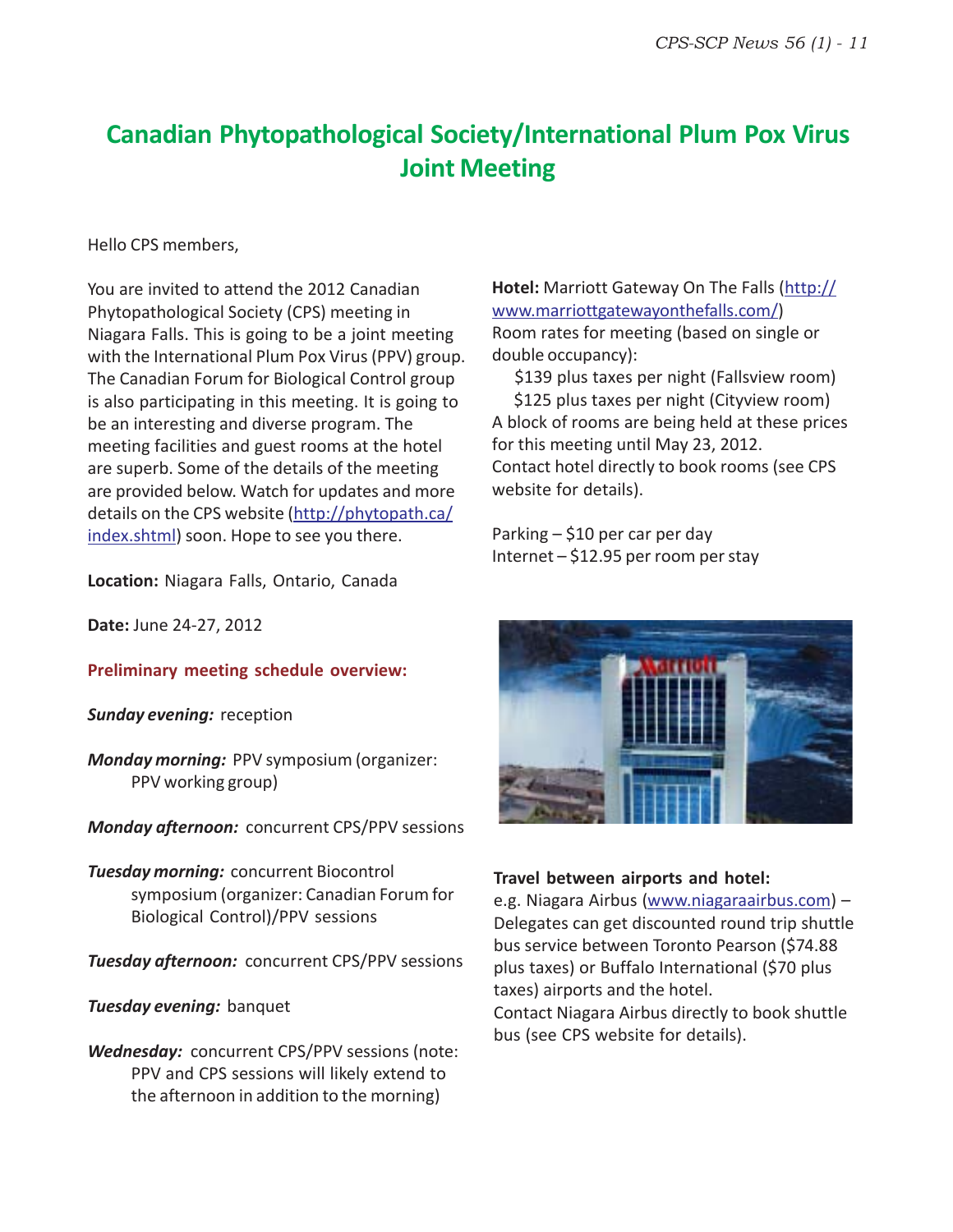# Canadian Phytopathological Society/International Plum Pox Virus Joint Meeting

Hello CPS members,

You are invited to attend the 2012 Canadian Phytopathological Society (CPS) meeting in Niagara Falls. This is going to be a joint meeting with the International Plum Pox Virus (PPV) group. The Canadian Forum for Biological Control group is also participating in this meeting. It is going to be an interesting and diverse program. The meeting facilities and guest rooms at the hotel are superb. Some of the details of the meeting are provided below. Watch for updates and more details on the CPS website (http://phytopath.ca/index.shtml) soon. Hope to see you there.

**Location:** Niagara Falls, Ontario, Canada

**Date:** June 24-27, 2012

**Preliminary meeting schedule overview:**

***Sunday evening:*** reception

***Monday morning:*** PPV symposium (organizer: PPV working group)

***Monday afternoon:*** concurrent CPS/PPV sessions

***Tuesday morning:*** concurrent Biocontrol symposium (organizer: Canadian Forum for Biological Control)/PPV sessions

***Tuesday afternoon:*** concurrent CPS/PPV sessions

***Tuesday evening:*** banquet

***Wednesday:*** concurrent CPS/PPV sessions (note: PPV and CPS sessions will likely extend to the afternoon in addition to the morning)

**Hotel:** Marriott Gateway On The Falls (http://www.marriottgatewayonthefalls.com/)
Room rates for meeting (based on single or double occupancy):

$139 plus taxes per night (Fallsview room)
$125 plus taxes per night (Cityview room)

A block of rooms are being held at these prices for this meeting until May 23, 2012.
Contact hotel directly to book rooms (see CPS website for details).

Parking – $10 per car per day
Internet – $12.95 per room per stay

**Travel between airports and hotel:**
e.g. Niagara Airbus (www.niagaraairbus.com) – Delegates can get discounted round trip shuttle bus service between Toronto Pearson ($74.88 plus taxes) or Buffalo International ($70 plus taxes) airports and the hotel.
Contact Niagara Airbus directly to book shuttle bus (see CPS website for details).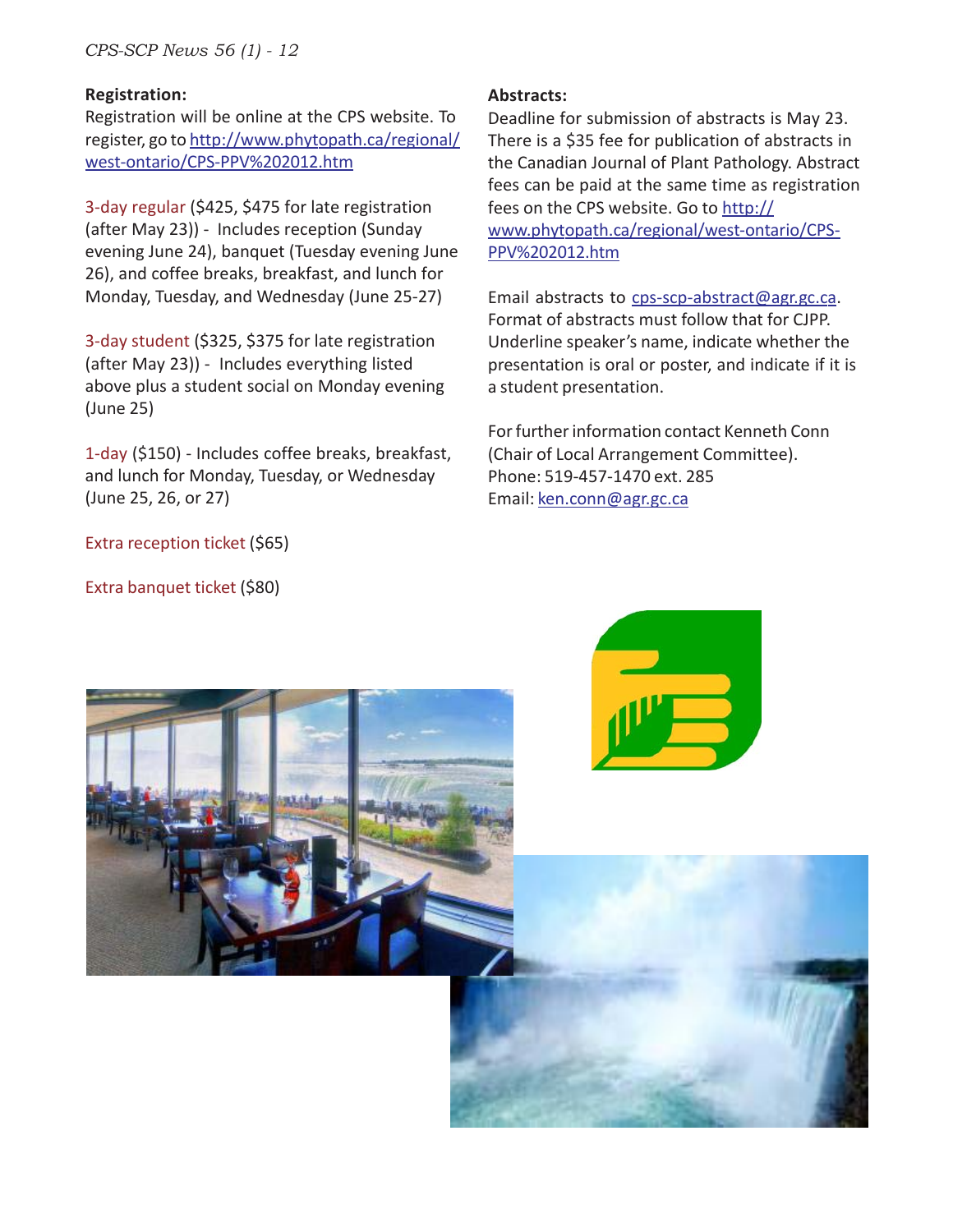**Registration:**
Registration will be online at the CPS website. To register, go to http://www.phytopath.ca/regional/west-ontario/CPS-PPV%202012.htm

3-day regular ($425, $475 for late registration (after May 23)) - Includes reception (Sunday evening June 24), banquet (Tuesday evening June 26), and coffee breaks, breakfast, and lunch for Monday, Tuesday, and Wednesday (June 25-27)

3-day student ($325, $375 for late registration (after May 23)) - Includes everything listed above plus a student social on Monday evening (June 25)

1-day ($150) - Includes coffee breaks, breakfast, and lunch for Monday, Tuesday, or Wednesday (June 25, 26, or 27)

Extra reception ticket ($65)

Extra banquet ticket ($80)

**Abstracts:**
Deadline for submission of abstracts is May 23. There is a $35 fee for publication of abstracts in the Canadian Journal of Plant Pathology. Abstract fees can be paid at the same time as registration fees on the CPS website. Go to http://www.phytopath.ca/regional/west-ontario/CPS-PPV%202012.htm

Email abstracts to cps-scp-abstract@agr.gc.ca. Format of abstracts must follow that for CJPP. Underline speaker's name, indicate whether the presentation is oral or poster, and indicate if it is a student presentation.

For further information contact Kenneth Conn (Chair of Local Arrangement Committee).
Phone: 519-457-1470 ext. 285
Email: ken.conn@agr.gc.ca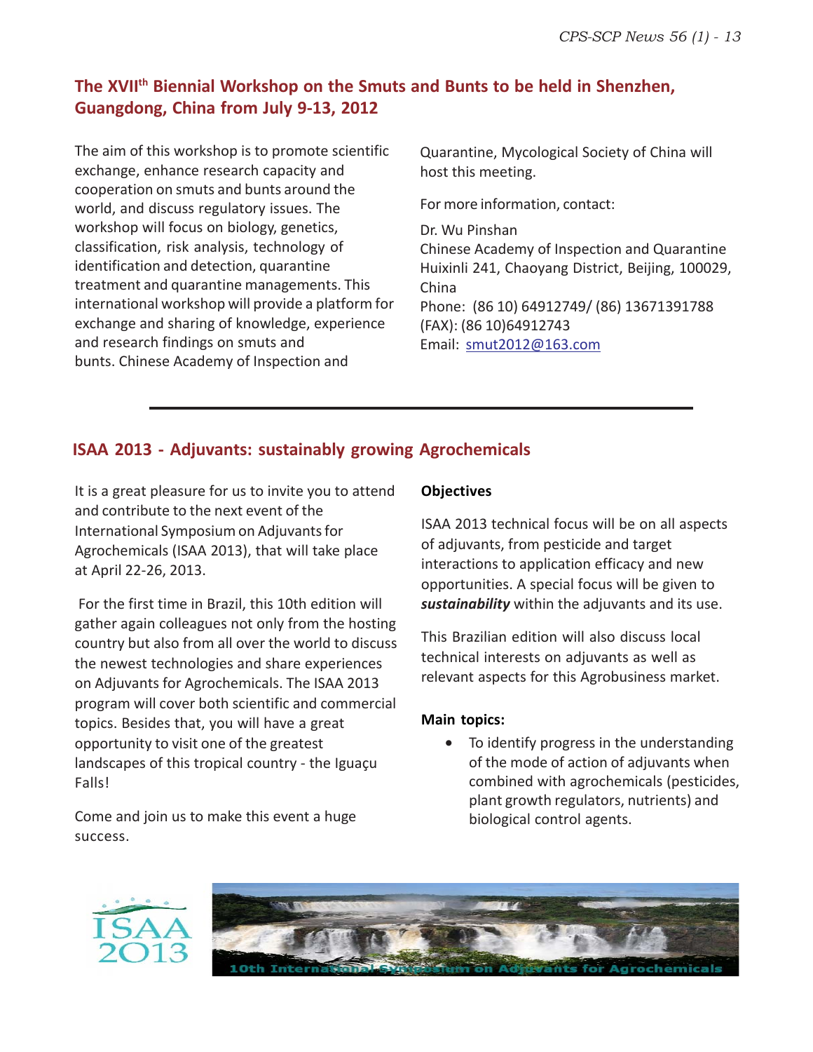## The XVII[th] Biennial Workshop on the Smuts and Bunts to be held in Shenzhen, Guangdong, China from July 9-13, 2012

The aim of this workshop is to promote scientific exchange, enhance research capacity and cooperation on smuts and bunts around the world, and discuss regulatory issues. The workshop will focus on biology, genetics, classification, risk analysis, technology of identification and detection, quarantine treatment and quarantine managements. This international workshop will provide a platform for exchange and sharing of knowledge, experience and research findings on smuts and bunts. Chinese Academy of Inspection and Quarantine, Mycological Society of China will host this meeting.

For more information, contact:

Dr. Wu Pinshan
Chinese Academy of Inspection and Quarantine
Huixinli 241, Chaoyang District, Beijing, 100029, China
Phone: (86 10) 64912749/ (86) 13671391788
(FAX): (86 10)64912743
Email: smut2012@163.com

---

## ISAA 2013 - Adjuvants: sustainably growing Agrochemicals

It is a great pleasure for us to invite you to attend and contribute to the next event of the International Symposium on Adjuvants for Agrochemicals (ISAA 2013), that will take place at April 22-26, 2013.

For the first time in Brazil, this 10th edition will gather again colleagues not only from the hosting country but also from all over the world to discuss the newest technologies and share experiences on Adjuvants for Agrochemicals. The ISAA 2013 program will cover both scientific and commercial topics. Besides that, you will have a great opportunity to visit one of the greatest landscapes of this tropical country - the Iguaçu Falls!

Come and join us to make this event a huge success.

**Objectives**

ISAA 2013 technical focus will be on all aspects of adjuvants, from pesticide and target interactions to application efficacy and new opportunities. A special focus will be given to ***sustainability*** within the adjuvants and its use.

This Brazilian edition will also discuss local technical interests on adjuvants as well as relevant aspects for this Agrobusiness market.

**Main topics:**

- To identify progress in the understanding of the mode of action of adjuvants when combined with agrochemicals (pesticides, plant growth regulators, nutrients) and biological control agents.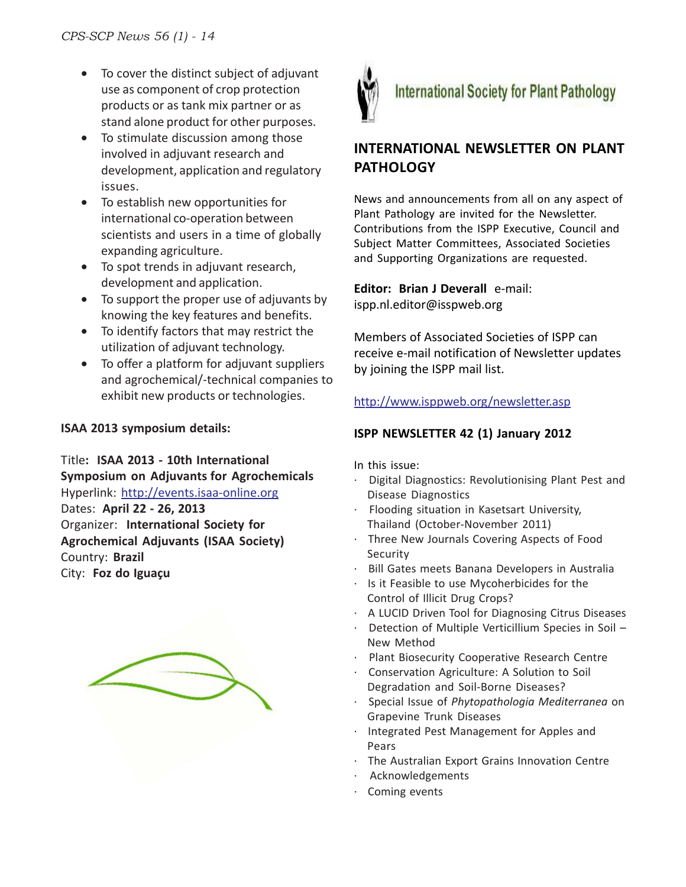- To cover the distinct subject of adjuvant use as component of crop protection products or as tank mix partner or as stand alone product for other purposes.
- To stimulate discussion among those involved in adjuvant research and development, application and regulatory issues.
- To establish new opportunities for international co-operation between scientists and users in a time of globally expanding agriculture.
- To spot trends in adjuvant research, development and application.
- To support the proper use of adjuvants by knowing the key features and benefits.
- To identify factors that may restrict the utilization of adjuvant technology.
- To offer a platform for adjuvant suppliers and agrochemical/-technical companies to exhibit new products or technologies.

**ISAA 2013 symposium details:**

Title: **ISAA 2013 - 10th International Symposium on Adjuvants for Agrochemicals**
Hyperlink: http://events.isaa-online.org
Dates: **April 22 - 26, 2013**
Organizer: **International Society for Agrochemical Adjuvants (ISAA Society)**
Country: **Brazil**
City: **Foz do Iguaçu**

International Society for Plant Pathology

## INTERNATIONAL NEWSLETTER ON PLANT PATHOLOGY

News and announcements from all on any aspect of Plant Pathology are invited for the Newsletter. Contributions from the ISPP Executive, Council and Subject Matter Committees, Associated Societies and Supporting Organizations are requested.

**Editor: Brian J Deverall** e-mail: ispp.nl.editor@isspweb.org

Members of Associated Societies of ISPP can receive e-mail notification of Newsletter updates by joining the ISPP mail list.

http://www.isppweb.org/newsletter.asp

**ISPP NEWSLETTER 42 (1) January 2012**

In this issue:

- Digital Diagnostics: Revolutionising Plant Pest and Disease Diagnostics
- Flooding situation in Kasetsart University, Thailand (October-November 2011)
- Three New Journals Covering Aspects of Food Security
- Bill Gates meets Banana Developers in Australia
- Is it Feasible to use Mycoherbicides for the Control of Illicit Drug Crops?
- A LUCID Driven Tool for Diagnosing Citrus Diseases
- Detection of Multiple Verticillium Species in Soil – New Method
- Plant Biosecurity Cooperative Research Centre
- Conservation Agriculture: A Solution to Soil Degradation and Soil-Borne Diseases?
- Special Issue of *Phytopathologia Mediterranea* on Grapevine Trunk Diseases
- Integrated Pest Management for Apples and Pears
- The Australian Export Grains Innovation Centre
- Acknowledgements
- Coming events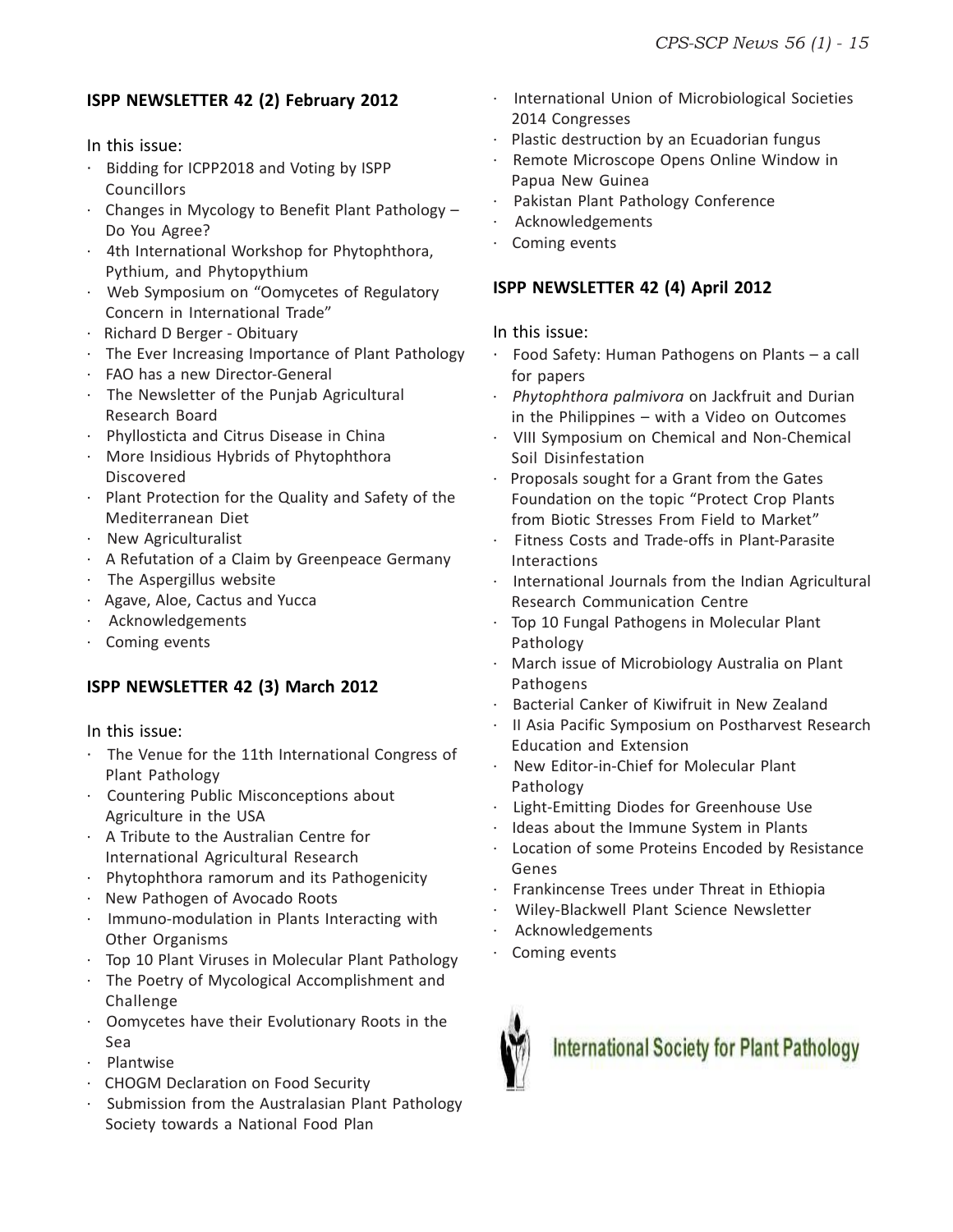## ISPP NEWSLETTER 42 (2) February 2012

In this issue:

- Bidding for ICPP2018 and Voting by ISPP Councillors
- Changes in Mycology to Benefit Plant Pathology – Do You Agree?
- 4th International Workshop for Phytophthora, Pythium, and Phytopythium
- Web Symposium on "Oomycetes of Regulatory Concern in International Trade"
- Richard D Berger - Obituary
- The Ever Increasing Importance of Plant Pathology
- FAO has a new Director-General
- The Newsletter of the Punjab Agricultural Research Board
- Phyllosticta and Citrus Disease in China
- More Insidious Hybrids of Phytophthora Discovered
- Plant Protection for the Quality and Safety of the Mediterranean Diet
- New Agriculturalist
- A Refutation of a Claim by Greenpeace Germany
- The Aspergillus website
- Agave, Aloe, Cactus and Yucca
- Acknowledgements
- Coming events

## ISPP NEWSLETTER 42 (3) March 2012

In this issue:

- The Venue for the 11th International Congress of Plant Pathology
- Countering Public Misconceptions about Agriculture in the USA
- A Tribute to the Australian Centre for International Agricultural Research
- Phytophthora ramorum and its Pathogenicity
- New Pathogen of Avocado Roots
- Immuno-modulation in Plants Interacting with Other Organisms
- Top 10 Plant Viruses in Molecular Plant Pathology
- The Poetry of Mycological Accomplishment and Challenge
- Oomycetes have their Evolutionary Roots in the Sea
- Plantwise
- CHOGM Declaration on Food Security
- Submission from the Australasian Plant Pathology Society towards a National Food Plan
- International Union of Microbiological Societies 2014 Congresses
- Plastic destruction by an Ecuadorian fungus
- Remote Microscope Opens Online Window in Papua New Guinea
- Pakistan Plant Pathology Conference
- Acknowledgements
- Coming events

## ISPP NEWSLETTER 42 (4) April 2012

In this issue:

- Food Safety: Human Pathogens on Plants – a call for papers
- *Phytophthora palmivora* on Jackfruit and Durian in the Philippines – with a Video on Outcomes
- VIII Symposium on Chemical and Non-Chemical Soil Disinfestation
- Proposals sought for a Grant from the Gates Foundation on the topic "Protect Crop Plants from Biotic Stresses From Field to Market"
- Fitness Costs and Trade-offs in Plant-Parasite Interactions
- International Journals from the Indian Agricultural Research Communication Centre
- Top 10 Fungal Pathogens in Molecular Plant Pathology
- March issue of Microbiology Australia on Plant Pathogens
- Bacterial Canker of Kiwifruit in New Zealand
- II Asia Pacific Symposium on Postharvest Research Education and Extension
- New Editor-in-Chief for Molecular Plant Pathology
- Light-Emitting Diodes for Greenhouse Use
- Ideas about the Immune System in Plants
- Location of some Proteins Encoded by Resistance Genes
- Frankincense Trees under Threat in Ethiopia
- Wiley-Blackwell Plant Science Newsletter
- Acknowledgements
- Coming events

International Society for Plant Pathology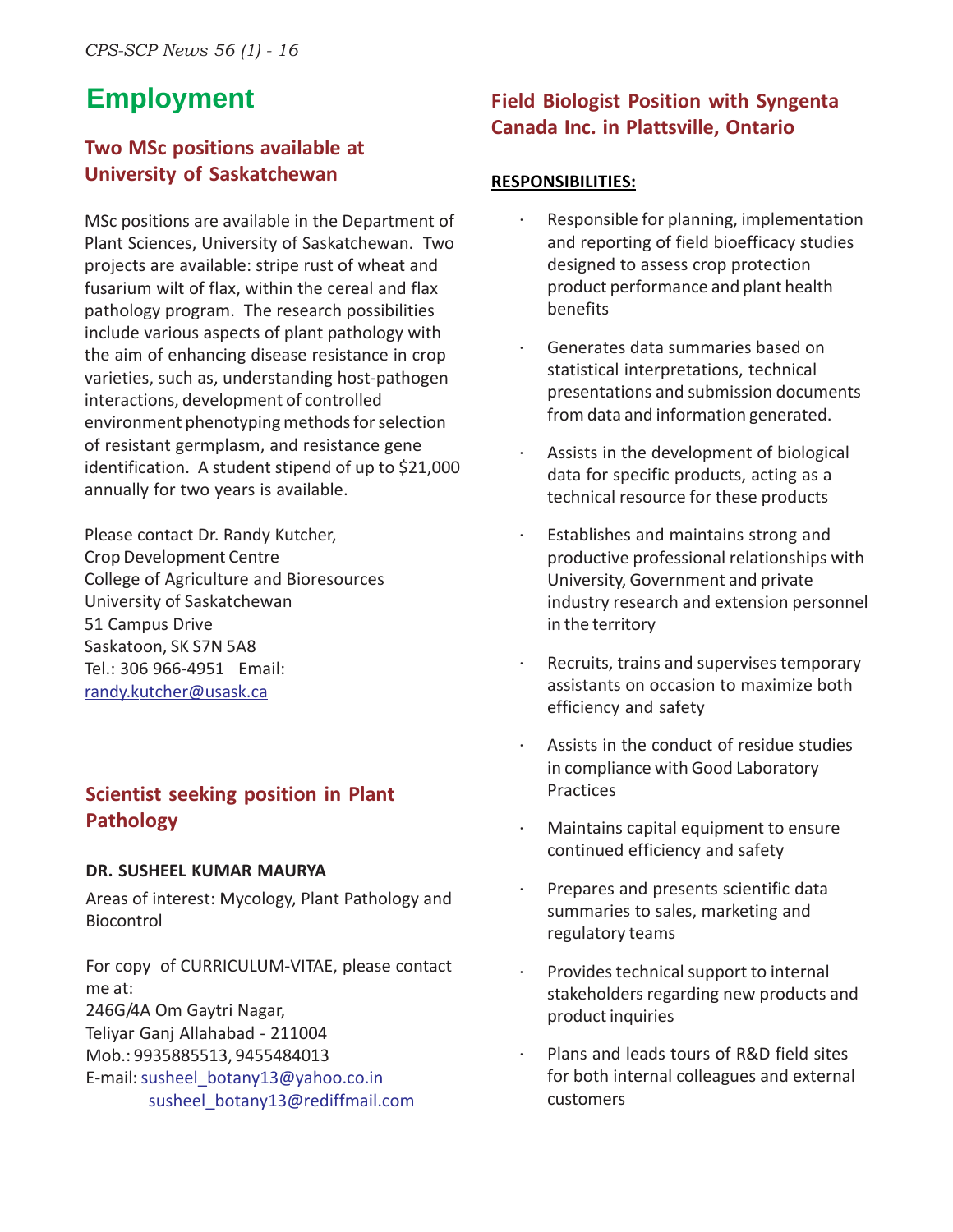# Employment

## Two MSc positions available at University of Saskatchewan

MSc positions are available in the Department of Plant Sciences, University of Saskatchewan. Two projects are available: stripe rust of wheat and fusarium wilt of flax, within the cereal and flax pathology program. The research possibilities include various aspects of plant pathology with the aim of enhancing disease resistance in crop varieties, such as, understanding host-pathogen interactions, development of controlled environment phenotyping methods for selection of resistant germplasm, and resistance gene identification. A student stipend of up to $21,000 annually for two years is available.

Please contact Dr. Randy Kutcher,
Crop Development Centre
College of Agriculture and Bioresources
University of Saskatchewan
51 Campus Drive
Saskatoon, SK S7N 5A8
Tel.: 306 966-4951 Email:
randy.kutcher@usask.ca

## Scientist seeking position in Plant Pathology

**DR. SUSHEEL KUMAR MAURYA**

Areas of interest: Mycology, Plant Pathology and Biocontrol

For copy of CURRICULUM-VITAE, please contact me at:
246G/4A Om Gaytri Nagar,
Teliyar Ganj Allahabad - 211004
Mob.: 9935885513, 9455484013
E-mail: susheel_botany13@yahoo.co.in
susheel_botany13@rediffmail.com

## Field Biologist Position with Syngenta Canada Inc. in Plattsville, Ontario

**RESPONSIBILITIES:**

- Responsible for planning, implementation and reporting of field bioefficacy studies designed to assess crop protection product performance and plant health benefits
- Generates data summaries based on statistical interpretations, technical presentations and submission documents from data and information generated.
- Assists in the development of biological data for specific products, acting as a technical resource for these products
- Establishes and maintains strong and productive professional relationships with University, Government and private industry research and extension personnel in the territory
- Recruits, trains and supervises temporary assistants on occasion to maximize both efficiency and safety
- Assists in the conduct of residue studies in compliance with Good Laboratory Practices
- Maintains capital equipment to ensure continued efficiency and safety
- Prepares and presents scientific data summaries to sales, marketing and regulatory teams
- Provides technical support to internal stakeholders regarding new products and product inquiries
- Plans and leads tours of R&D field sites for both internal colleagues and external customers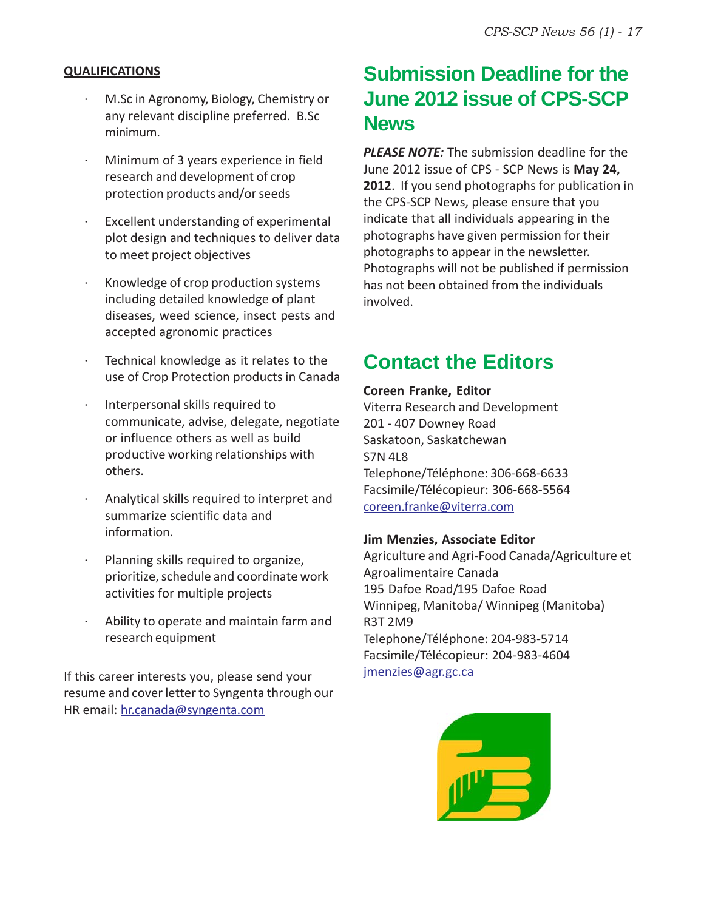**QUALIFICATIONS**

- M.Sc in Agronomy, Biology, Chemistry or any relevant discipline preferred. B.Sc minimum.
- Minimum of 3 years experience in field research and development of crop protection products and/or seeds
- Excellent understanding of experimental plot design and techniques to deliver data to meet project objectives
- Knowledge of crop production systems including detailed knowledge of plant diseases, weed science, insect pests and accepted agronomic practices
- Technical knowledge as it relates to the use of Crop Protection products in Canada
- Interpersonal skills required to communicate, advise, delegate, negotiate or influence others as well as build productive working relationships with others.
- Analytical skills required to interpret and summarize scientific data and information.
- Planning skills required to organize, prioritize, schedule and coordinate work activities for multiple projects
- Ability to operate and maintain farm and research equipment

If this career interests you, please send your resume and cover letter to Syngenta through our HR email: hr.canada@syngenta.com

## Submission Deadline for the June 2012 issue of CPS-SCP News

***PLEASE NOTE:*** The submission deadline for the June 2012 issue of CPS - SCP News is **May 24, 2012**. If you send photographs for publication in the CPS-SCP News, please ensure that you indicate that all individuals appearing in the photographs have given permission for their photographs to appear in the newsletter. Photographs will not be published if permission has not been obtained from the individuals involved.

## Contact the Editors

**Coreen Franke, Editor**
Viterra Research and Development
201 - 407 Downey Road
Saskatoon, Saskatchewan
S7N 4L8
Telephone/Téléphone: 306-668-6633
Facsimile/Télécopieur: 306-668-5564
coreen.franke@viterra.com

**Jim Menzies, Associate Editor**
Agriculture and Agri-Food Canada/Agriculture et Agroalimentaire Canada
195 Dafoe Road/195 Dafoe Road
Winnipeg, Manitoba/ Winnipeg (Manitoba)
R3T 2M9
Telephone/Téléphone: 204-983-5714
Facsimile/Télécopieur: 204-983-4604
jmenzies@agr.gc.ca